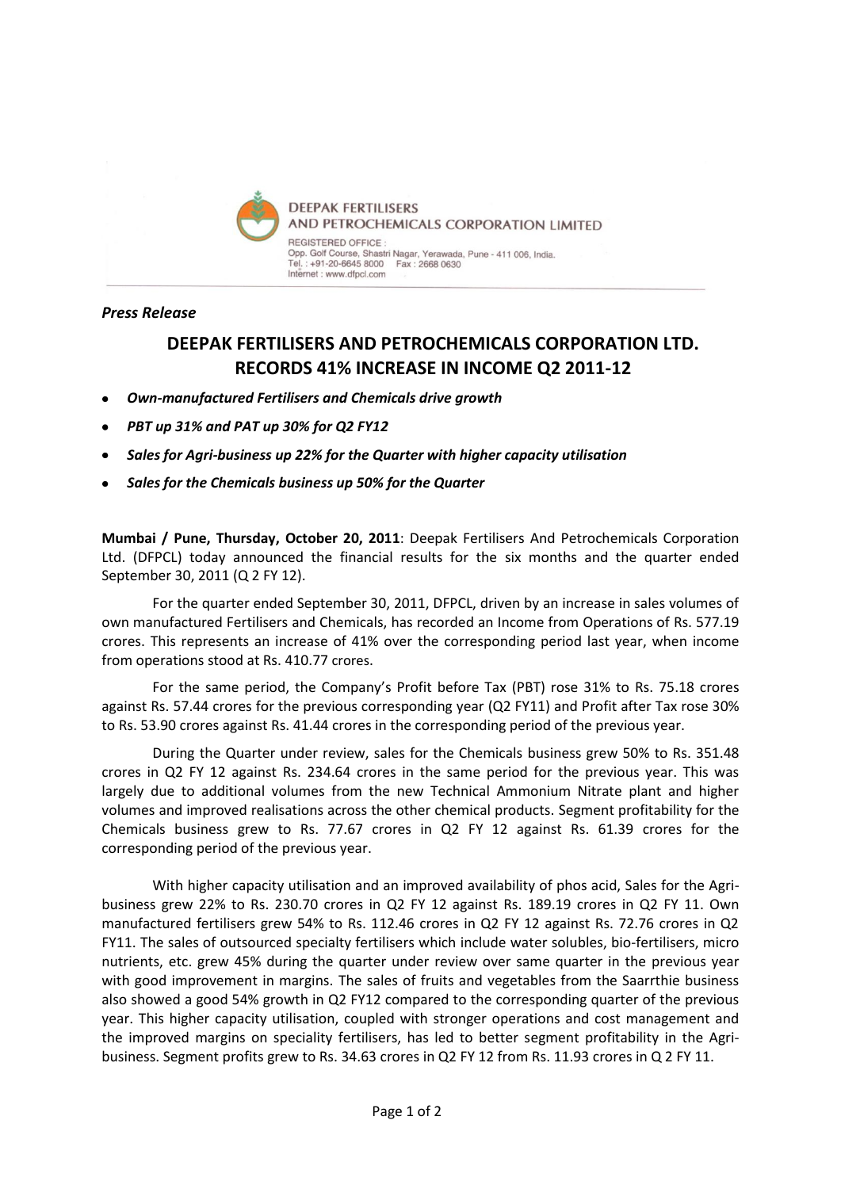DEEPAK FERTILISERS AND PETROCHEMICALS CORPORATION LIMITED

REGISTERED OFFICE :
Opp. Golf Course, Shastri Nagar, Yerawada, Pune - 411 006, India.
Tel. : +91-20-6645 8000 Fax : 2668 0630
Internet : www.dfpcl.com

*Press Release*

# DEEPAK FERTILISERS AND PETROCHEMICALS CORPORATION LTD. RECORDS 41% INCREASE IN INCOME Q2 2011-12

- ***Own-manufactured Fertilisers and Chemicals drive growth***
- ***PBT up 31% and PAT up 30% for Q2 FY12***
- ***Sales for Agri-business up 22% for the Quarter with higher capacity utilisation***
- ***Sales for the Chemicals business up 50% for the Quarter***

**Mumbai / Pune, Thursday, October 20, 2011**: Deepak Fertilisers And Petrochemicals Corporation Ltd. (DFPCL) today announced the financial results for the six months and the quarter ended September 30, 2011 (Q 2 FY 12).

For the quarter ended September 30, 2011, DFPCL, driven by an increase in sales volumes of own manufactured Fertilisers and Chemicals, has recorded an Income from Operations of Rs. 577.19 crores. This represents an increase of 41% over the corresponding period last year, when income from operations stood at Rs. 410.77 crores.

For the same period, the Company's Profit before Tax (PBT) rose 31% to Rs. 75.18 crores against Rs. 57.44 crores for the previous corresponding year (Q2 FY11) and Profit after Tax rose 30% to Rs. 53.90 crores against Rs. 41.44 crores in the corresponding period of the previous year.

During the Quarter under review, sales for the Chemicals business grew 50% to Rs. 351.48 crores in Q2 FY 12 against Rs. 234.64 crores in the same period for the previous year. This was largely due to additional volumes from the new Technical Ammonium Nitrate plant and higher volumes and improved realisations across the other chemical products. Segment profitability for the Chemicals business grew to Rs. 77.67 crores in Q2 FY 12 against Rs. 61.39 crores for the corresponding period of the previous year.

With higher capacity utilisation and an improved availability of phos acid, Sales for the Agri-business grew 22% to Rs. 230.70 crores in Q2 FY 12 against Rs. 189.19 crores in Q2 FY 11. Own manufactured fertilisers grew 54% to Rs. 112.46 crores in Q2 FY 12 against Rs. 72.76 crores in Q2 FY11. The sales of outsourced specialty fertilisers which include water solubles, bio-fertilisers, micro nutrients, etc. grew 45% during the quarter under review over same quarter in the previous year with good improvement in margins. The sales of fruits and vegetables from the Saarrthie business also showed a good 54% growth in Q2 FY12 compared to the corresponding quarter of the previous year. This higher capacity utilisation, coupled with stronger operations and cost management and the improved margins on speciality fertilisers, has led to better segment profitability in the Agri-business. Segment profits grew to Rs. 34.63 crores in Q2 FY 12 from Rs. 11.93 crores in Q 2 FY 11.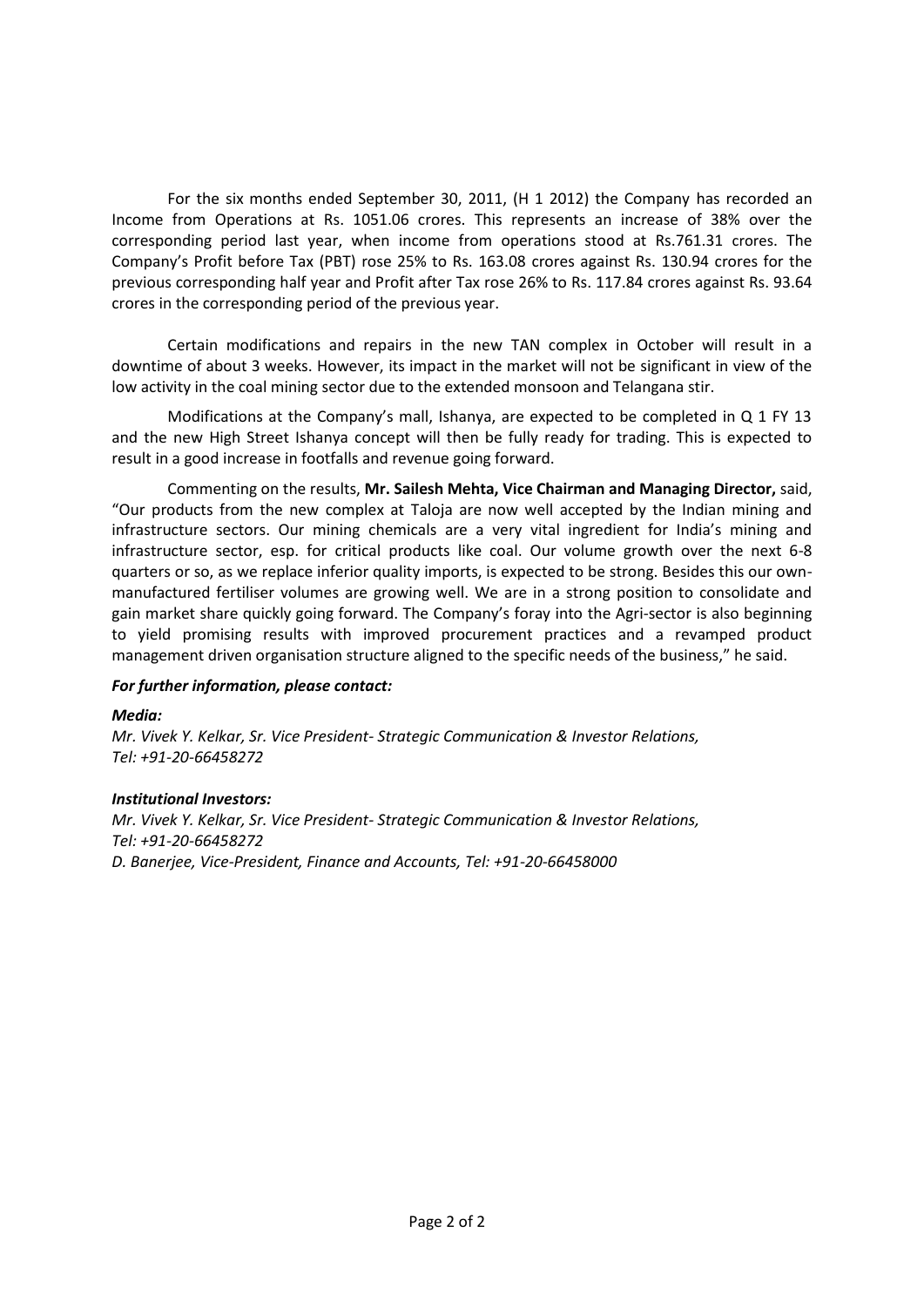For the six months ended September 30, 2011, (H 1 2012) the Company has recorded an Income from Operations at Rs. 1051.06 crores. This represents an increase of 38% over the corresponding period last year, when income from operations stood at Rs.761.31 crores. The Company's Profit before Tax (PBT) rose 25% to Rs. 163.08 crores against Rs. 130.94 crores for the previous corresponding half year and Profit after Tax rose 26% to Rs. 117.84 crores against Rs. 93.64 crores in the corresponding period of the previous year.

Certain modifications and repairs in the new TAN complex in October will result in a downtime of about 3 weeks. However, its impact in the market will not be significant in view of the low activity in the coal mining sector due to the extended monsoon and Telangana stir.

Modifications at the Company's mall, Ishanya, are expected to be completed in Q 1 FY 13 and the new High Street Ishanya concept will then be fully ready for trading. This is expected to result in a good increase in footfalls and revenue going forward.

Commenting on the results, **Mr. Sailesh Mehta, Vice Chairman and Managing Director,** said, "Our products from the new complex at Taloja are now well accepted by the Indian mining and infrastructure sectors. Our mining chemicals are a very vital ingredient for India's mining and infrastructure sector, esp. for critical products like coal. Our volume growth over the next 6-8 quarters or so, as we replace inferior quality imports, is expected to be strong. Besides this our own-manufactured fertiliser volumes are growing well. We are in a strong position to consolidate and gain market share quickly going forward. The Company's foray into the Agri-sector is also beginning to yield promising results with improved procurement practices and a revamped product management driven organisation structure aligned to the specific needs of the business," he said.

***For further information, please contact:***

***Media:***

*Mr. Vivek Y. Kelkar, Sr. Vice President- Strategic Communication & Investor Relations,*
*Tel: +91-20-66458272*

***Institutional Investors:***

*Mr. Vivek Y. Kelkar, Sr. Vice President- Strategic Communication & Investor Relations,*
*Tel: +91-20-66458272*
*D. Banerjee, Vice-President, Finance and Accounts, Tel: +91-20-66458000*